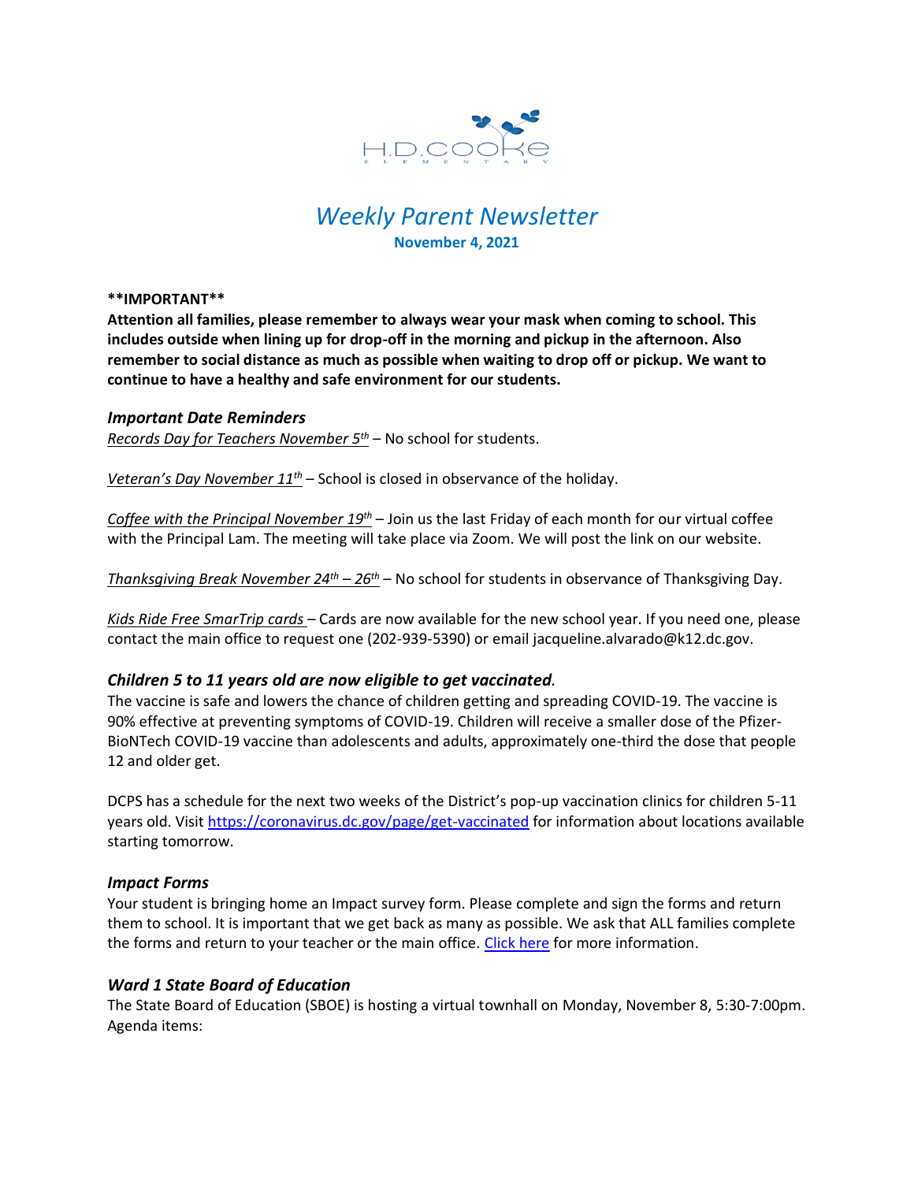H.D. COOKE ELEMENTARY

# *Weekly Parent Newsletter*

**November 4, 2021**

****IMPORTANT****

**Attention all families, please remember to always wear your mask when coming to school. This includes outside when lining up for drop-off in the morning and pickup in the afternoon. Also remember to social distance as much as possible when waiting to drop off or pickup. We want to continue to have a healthy and safe environment for our students.**

## *Important Date Reminders*

*Records Day for Teachers November 5th* – No school for students.

*Veteran's Day November 11th* – School is closed in observance of the holiday.

*Coffee with the Principal November 19th* – Join us the last Friday of each month for our virtual coffee with the Principal Lam. The meeting will take place via Zoom. We will post the link on our website.

*Thanksgiving Break November 24th – 26th* – No school for students in observance of Thanksgiving Day.

*Kids Ride Free SmarTrip cards* – Cards are now available for the new school year. If you need one, please contact the main office to request one (202-939-5390) or email jacqueline.alvarado@k12.dc.gov.

## *Children 5 to 11 years old are now eligible to get vaccinated.*

The vaccine is safe and lowers the chance of children getting and spreading COVID-19. The vaccine is 90% effective at preventing symptoms of COVID-19. Children will receive a smaller dose of the Pfizer-BioNTech COVID-19 vaccine than adolescents and adults, approximately one-third the dose that people 12 and older get.

DCPS has a schedule for the next two weeks of the District's pop-up vaccination clinics for children 5-11 years old. Visit https://coronavirus.dc.gov/page/get-vaccinated for information about locations available starting tomorrow.

## *Impact Forms*

Your student is bringing home an Impact survey form. Please complete and sign the forms and return them to school. It is important that we get back as many as possible. We ask that ALL families complete the forms and return to your teacher or the main office. Click here for more information.

## *Ward 1 State Board of Education*

The State Board of Education (SBOE) is hosting a virtual townhall on Monday, November 8, 5:30-7:00pm. Agenda items: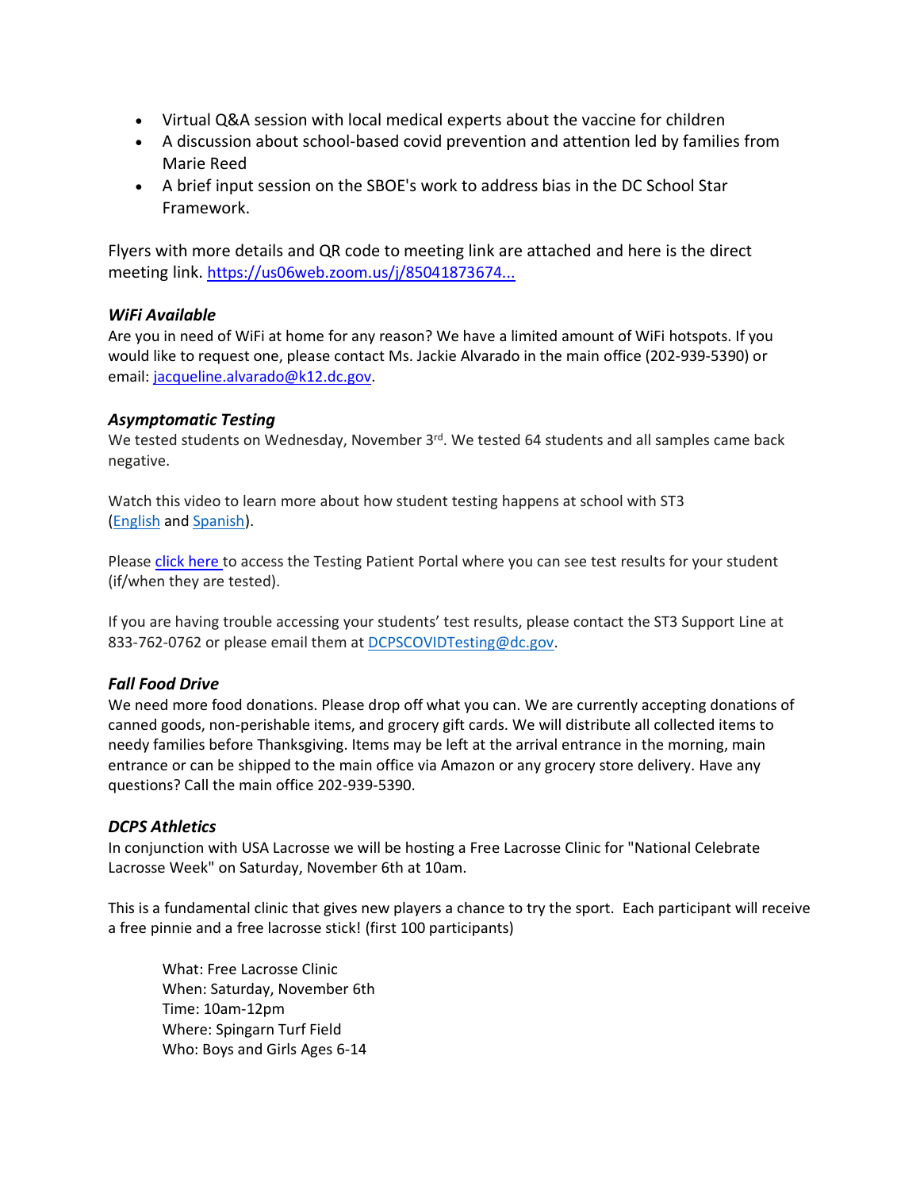- Virtual Q&A session with local medical experts about the vaccine for children
- A discussion about school-based covid prevention and attention led by families from Marie Reed
- A brief input session on the SBOE's work to address bias in the DC School Star Framework.

Flyers with more details and QR code to meeting link are attached and here is the direct meeting link. https://us06web.zoom.us/j/85041873674...

### *WiFi Available*

Are you in need of WiFi at home for any reason? We have a limited amount of WiFi hotspots. If you would like to request one, please contact Ms. Jackie Alvarado in the main office (202-939-5390) or email: jacqueline.alvarado@k12.dc.gov.

### *Asymptomatic Testing*

We tested students on Wednesday, November 3rd. We tested 64 students and all samples came back negative.

Watch this video to learn more about how student testing happens at school with ST3 (English and Spanish).

Please click here to access the Testing Patient Portal where you can see test results for your student (if/when they are tested).

If you are having trouble accessing your students' test results, please contact the ST3 Support Line at 833-762-0762 or please email them at DCPSCOVIDTesting@dc.gov.

### *Fall Food Drive*

We need more food donations. Please drop off what you can. We are currently accepting donations of canned goods, non-perishable items, and grocery gift cards. We will distribute all collected items to needy families before Thanksgiving. Items may be left at the arrival entrance in the morning, main entrance or can be shipped to the main office via Amazon or any grocery store delivery. Have any questions? Call the main office 202-939-5390.

### *DCPS Athletics*

In conjunction with USA Lacrosse we will be hosting a Free Lacrosse Clinic for "National Celebrate Lacrosse Week" on Saturday, November 6th at 10am.

This is a fundamental clinic that gives new players a chance to try the sport. Each participant will receive a free pinnie and a free lacrosse stick! (first 100 participants)

What: Free Lacrosse Clinic
When: Saturday, November 6th
Time: 10am-12pm
Where: Spingarn Turf Field
Who: Boys and Girls Ages 6-14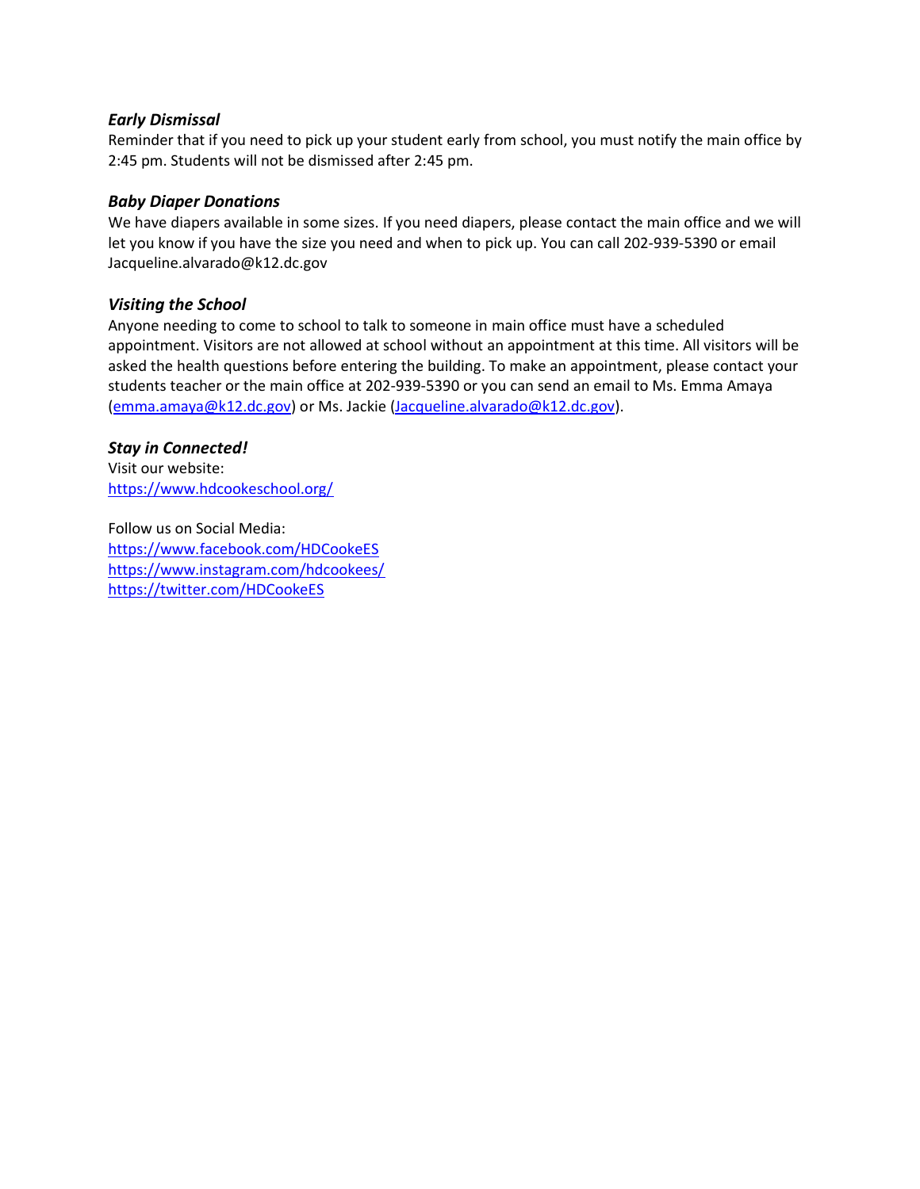### *Early Dismissal*

Reminder that if you need to pick up your student early from school, you must notify the main office by 2:45 pm. Students will not be dismissed after 2:45 pm.

### *Baby Diaper Donations*

We have diapers available in some sizes. If you need diapers, please contact the main office and we will let you know if you have the size you need and when to pick up. You can call 202-939-5390 or email Jacqueline.alvarado@k12.dc.gov

### *Visiting the School*

Anyone needing to come to school to talk to someone in main office must have a scheduled appointment. Visitors are not allowed at school without an appointment at this time. All visitors will be asked the health questions before entering the building. To make an appointment, please contact your students teacher or the main office at 202-939-5390 or you can send an email to Ms. Emma Amaya (emma.amaya@k12.dc.gov) or Ms. Jackie (Jacqueline.alvarado@k12.dc.gov).

### *Stay in Connected!*

Visit our website:
https://www.hdcookeschool.org/

Follow us on Social Media:
https://www.facebook.com/HDCookeES
https://www.instagram.com/hdcookees/
https://twitter.com/HDCookeES